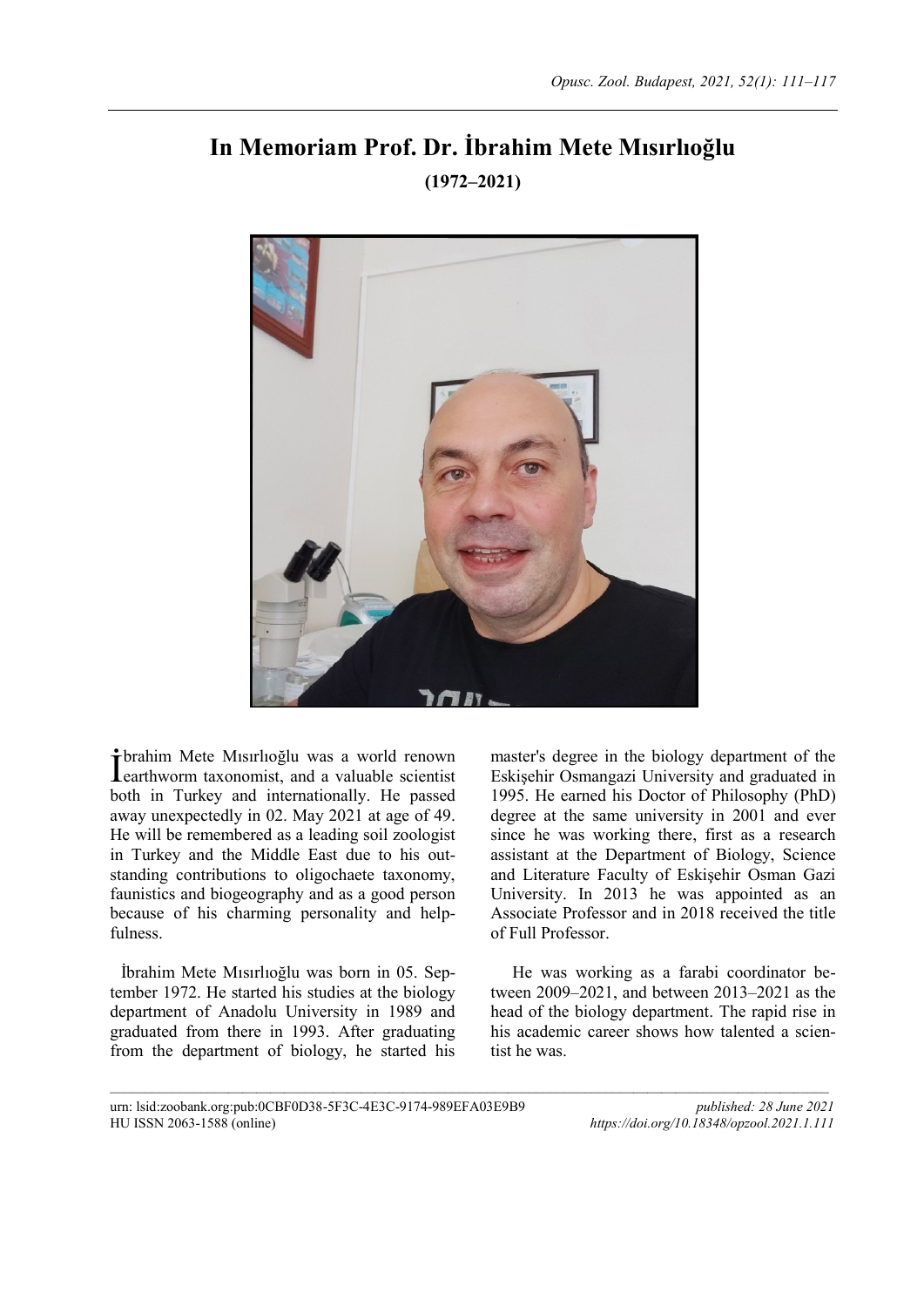# In Memoriam Prof. Dr. İbrahim Mete Mısırlıoğlu

**(1972–2021)**

İbrahim Mete Mısırlıoğlu was a world renown earthworm taxonomist, and a valuable scientist both in Turkey and internationally. He passed away unexpectedly in 02. May 2021 at age of 49. He will be remembered as a leading soil zoologist in Turkey and the Middle East due to his outstanding contributions to oligochaete taxonomy, faunistics and biogeography and as a good person because of his charming personality and helpfulness.

İbrahim Mete Mısırlıoğlu was born in 05. September 1972. He started his studies at the biology department of Anadolu University in 1989 and graduated from there in 1993. After graduating from the department of biology, he started his master's degree in the biology department of the Eskişehir Osmangazi University and graduated in 1995. He earned his Doctor of Philosophy (PhD) degree at the same university in 2001 and ever since he was working there, first as a research assistant at the Department of Biology, Science and Literature Faculty of Eskişehir Osman Gazi University. In 2013 he was appointed as an Associate Professor and in 2018 received the title of Full Professor.

He was working as a farabi coordinator between 2009–2021, and between 2013–2021 as the head of the biology department. The rapid rise in his academic career shows how talented a scientist he was.

urn: lsid:zoobank.org:pub:0CBF0D38-5F3C-4E3C-9174-989EFA03E9B9

HU ISSN 2063-1588 (online)

*published: 28 June 2021*

*https://doi.org/10.18348/opzool.2021.1.111*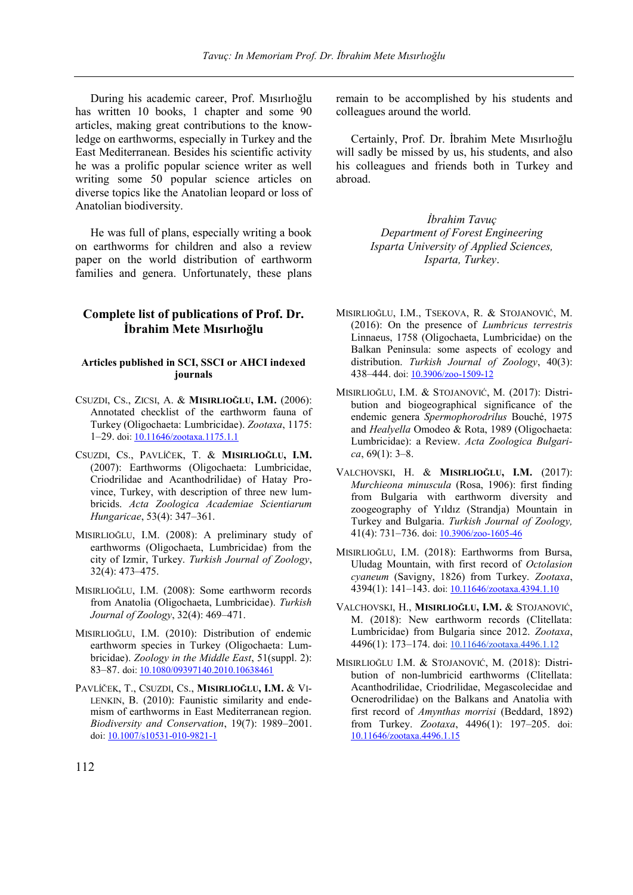During his academic career, Prof. Mısırlıoğlu has written 10 books, 1 chapter and some 90 articles, making great contributions to the knowledge on earthworms, especially in Turkey and the East Mediterranean. Besides his scientific activity he was a prolific popular science writer as well writing some 50 popular science articles on diverse topics like the Anatolian leopard or loss of Anatolian biodiversity.

He was full of plans, especially writing a book on earthworms for children and also a review paper on the world distribution of earthworm families and genera. Unfortunately, these plans remain to be accomplished by his students and colleagues around the world.

Certainly, Prof. Dr. İbrahim Mete Mısırlıoğlu will sadly be missed by us, his students, and also his colleagues and friends both in Turkey and abroad.

*İbrahim Tavuç*
*Department of Forest Engineering*
*Isparta University of Applied Sciences,*
*Isparta, Turkey*.

## Complete list of publications of Prof. Dr. İbrahim Mete Mısırlıoğlu

### Articles published in SCI, SSCI or AHCI indexed journals

CSUZDI, CS., ZICSI, A. & **MISIRLIOĞLU, I.M.** (2006): Annotated checklist of the earthworm fauna of Turkey (Oligochaeta: Lumbricidae). *Zootaxa*, 1175: 1–29. doi: 10.11646/zootaxa.1175.1.1

CSUZDI, CS., PAVLÍČEK, T. & **MISIRLIOĞLU, I.M.** (2007): Earthworms (Oligochaeta: Lumbricidae, Criodrilidae and Acanthodrilidae) of Hatay Province, Turkey, with description of three new lumbricids. *Acta Zoologica Academiae Scientiarum Hungaricae*, 53(4): 347–361.

MISIRLIOĞLU, I.M. (2008): A preliminary study of earthworms (Oligochaeta, Lumbricidae) from the city of Izmir, Turkey. *Turkish Journal of Zoology*, 32(4): 473–475.

MISIRLIOĞLU, I.M. (2008): Some earthworm records from Anatolia (Oligochaeta, Lumbricidae). *Turkish Journal of Zoology*, 32(4): 469–471.

MISIRLIOĞLU, I.M. (2010): Distribution of endemic earthworm species in Turkey (Oligochaeta: Lumbricidae). *Zoology in the Middle East*, 51(suppl. 2): 83–87. doi: 10.1080/09397140.2010.10638461

PAVLÍČEK, T., CSUZDI, CS., **MISIRLIOĞLU, I.M.** & VILENKIN, B. (2010): Faunistic similarity and endemism of earthworms in East Mediterranean region. *Biodiversity and Conservation*, 19(7): 1989–2001. doi: 10.1007/s10531-010-9821-1

MISIRLIOĞLU, I.M., TSEKOVA, R. & STOJANOVIĆ, M. (2016): On the presence of *Lumbricus terrestris* Linnaeus, 1758 (Oligochaeta, Lumbricidae) on the Balkan Peninsula: some aspects of ecology and distribution. *Turkish Journal of Zoology*, 40(3): 438–444. doi: 10.3906/zoo-1509-12

MISIRLIOĞLU, I.M. & STOJANOVIĆ, M. (2017): Distribution and biogeographical significance of the endemic genera *Spermophorodrilus* Bouché, 1975 and *Healyella* Omodeo & Rota, 1989 (Oligochaeta: Lumbricidae): a Review. *Acta Zoologica Bulgarica*, 69(1): 3–8.

VALCHOVSKI, H. & **MISIRLIOĞLU, I.M.** (2017): *Murchieona minuscula* (Rosa, 1906): first finding from Bulgaria with earthworm diversity and zoogeography of Yıldız (Strandja) Mountain in Turkey and Bulgaria. *Turkish Journal of Zoology,* 41(4): 731–736. doi: 10.3906/zoo-1605-46

MISIRLIOĞLU, I.M. (2018): Earthworms from Bursa, Uludag Mountain, with first record of *Octolasion cyaneum* (Savigny, 1826) from Turkey. *Zootaxa*, 4394(1): 141–143. doi: 10.11646/zootaxa.4394.1.10

VALCHOVSKI, H., **MISIRLIOĞLU, I.M.** & STOJANOVIĆ, M. (2018): New earthworm records (Clitellata: Lumbricidae) from Bulgaria since 2012. *Zootaxa*, 4496(1): 173–174. doi: 10.11646/zootaxa.4496.1.12

MISIRLIOĞLU I.M. & STOJANOVIĆ, M. (2018): Distribution of non-lumbricid earthworms (Clitellata: Acanthodrilidae, Criodrilidae, Megascolecidae and Ocnerodrilidae) on the Balkans and Anatolia with first record of *Amynthas morrisi* (Beddard, 1892) from Turkey. *Zootaxa*, 4496(1): 197–205. doi: 10.11646/zootaxa.4496.1.15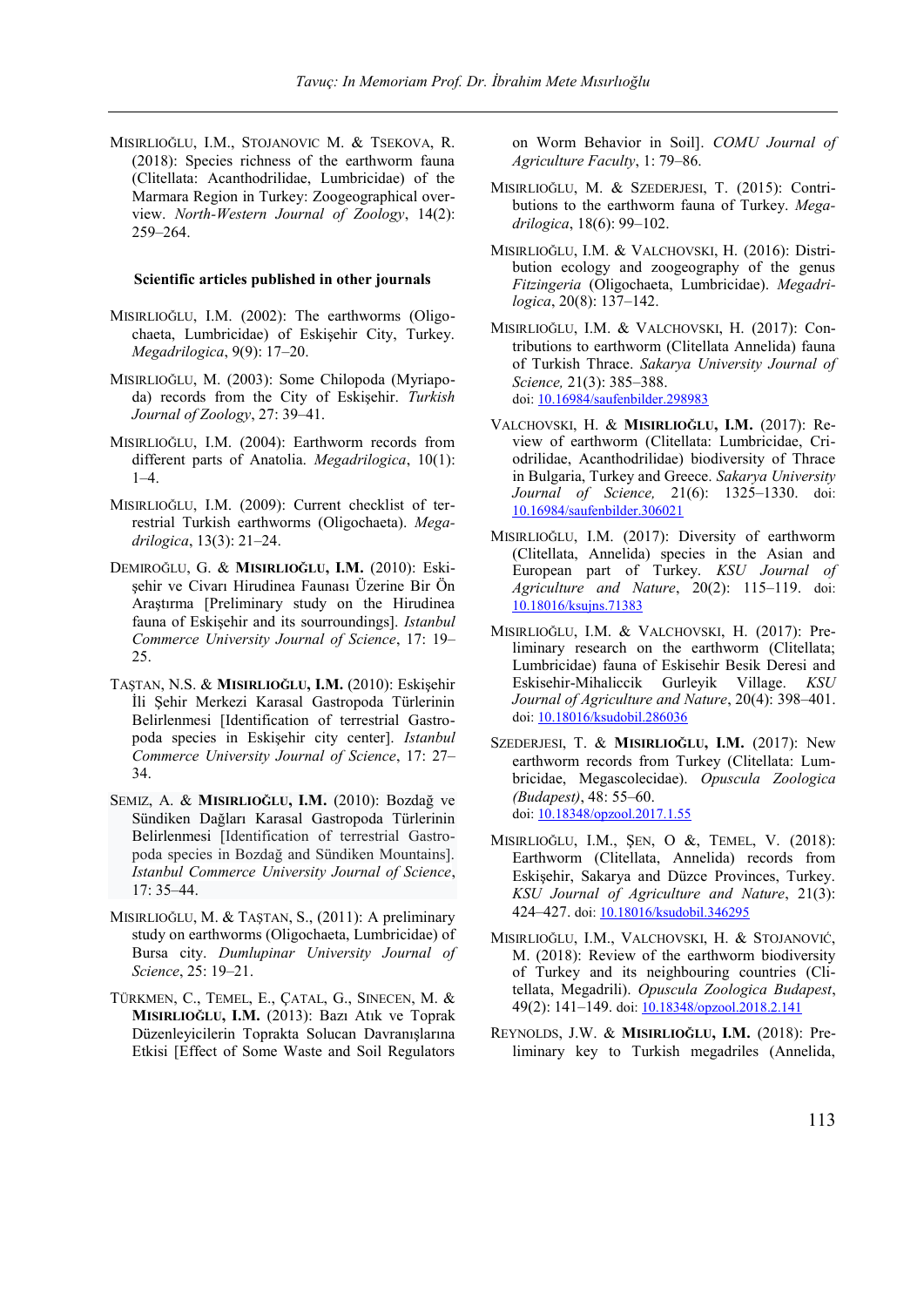MISIRLIOĞLU, I.M., STOJANOVIC M. & TSEKOVA, R. (2018): Species richness of the earthworm fauna (Clitellata: Acanthodrilidae, Lumbricidae) of the Marmara Region in Turkey: Zoogeographical overview. *North-Western Journal of Zoology*, 14(2): 259–264.

#### Scientific articles published in other journals

MISIRLIOĞLU, I.M. (2002): The earthworms (Oligochaeta, Lumbricidae) of Eskişehir City, Turkey. *Megadrilogica*, 9(9): 17–20.

MISIRLIOĞLU, M. (2003): Some Chilopoda (Myriapoda) records from the City of Eskişehir. *Turkish Journal of Zoology*, 27: 39–41.

MISIRLIOĞLU, I.M. (2004): Earthworm records from different parts of Anatolia. *Megadrilogica*, 10(1): 1–4.

MISIRLIOĞLU, I.M. (2009): Current checklist of terrestrial Turkish earthworms (Oligochaeta). *Megadrilogica*, 13(3): 21–24.

DEMIROĞLU, G. & **MISIRLIOĞLU, I.M.** (2010): Eskişehir ve Civarı Hirudinea Faunası Üzerine Bir Ön Araştırma [Preliminary study on the Hirudinea fauna of Eskişehir and its sourroundings]. *Istanbul Commerce University Journal of Science*, 17: 19–25.

TAŞTAN, N.S. & **MISIRLIOĞLU, I.M.** (2010): Eskişehir İli Şehir Merkezi Karasal Gastropoda Türlerinin Belirlenmesi [Identification of terrestrial Gastropoda species in Eskişehir city center]. *Istanbul Commerce University Journal of Science*, 17: 27–34.

SEMIZ, A. & **MISIRLIOĞLU, I.M.** (2010): Bozdağ ve Sündiken Dağları Karasal Gastropoda Türlerinin Belirlenmesi [Identification of terrestrial Gastropoda species in Bozdağ and Sündiken Mountains]. *Istanbul Commerce University Journal of Science*, 17: 35–44.

MISIRLIOĞLU, M. & TAŞTAN, S., (2011): A preliminary study on earthworms (Oligochaeta, Lumbricidae) of Bursa city. *Dumlupinar University Journal of Science*, 25: 19–21.

TÜRKMEN, C., TEMEL, E., ÇATAL, G., SINECEN, M. & **MISIRLIOĞLU, I.M.** (2013): Bazı Atık ve Toprak Düzenleyicilerin Toprakta Solucan Davranışlarına Etkisi [Effect of Some Waste and Soil Regulators on Worm Behavior in Soil]. *COMU Journal of Agriculture Faculty*, 1: 79–86.

MISIRLIOĞLU, M. & SZEDERJESI, T. (2015): Contributions to the earthworm fauna of Turkey. *Megadrilogica*, 18(6): 99–102.

MISIRLIOĞLU, I.M. & VALCHOVSKI, H. (2016): Distribution ecology and zoogeography of the genus *Fitzingeria* (Oligochaeta, Lumbricidae). *Megadrilogica*, 20(8): 137–142.

MISIRLIOĞLU, I.M. & VALCHOVSKI, H. (2017): Contributions to earthworm (Clitellata Annelida) fauna of Turkish Thrace. *Sakarya University Journal of Science,* 21(3): 385–388. doi: 10.16984/saufenbilder.298983

VALCHOVSKI, H. & **MISIRLIOĞLU, I.M.** (2017): Review of earthworm (Clitellata: Lumbricidae, Criodrilidae, Acanthodrilidae) biodiversity of Thrace in Bulgaria, Turkey and Greece. *Sakarya University Journal of Science,* 21(6): 1325–1330. doi: 10.16984/saufenbilder.306021

MISIRLIOĞLU, I.M. (2017): Diversity of earthworm (Clitellata, Annelida) species in the Asian and European part of Turkey. *KSU Journal of Agriculture and Nature*, 20(2): 115–119. doi: 10.18016/ksujns.71383

MISIRLIOĞLU, I.M. & VALCHOVSKI, H. (2017): Preliminary research on the earthworm (Clitellata; Lumbricidae) fauna of Eskisehir Besik Deresi and Eskisehir-Mihaliccik Gurleyik Village. *KSU Journal of Agriculture and Nature*, 20(4): 398–401. doi: 10.18016/ksudobil.286036

SZEDERJESI, T. & **MISIRLIOĞLU, I.M.** (2017): New earthworm records from Turkey (Clitellata: Lumbricidae, Megascolecidae). *Opuscula Zoologica (Budapest)*, 48: 55–60. doi: 10.18348/opzool.2017.1.55

MISIRLIOĞLU, I.M., ŞEN, O &, TEMEL, V. (2018): Earthworm (Clitellata, Annelida) records from Eskişehir, Sakarya and Düzce Provinces, Turkey. *KSU Journal of Agriculture and Nature*, 21(3): 424–427. doi: 10.18016/ksudobil.346295

MISIRLIOĞLU, I.M., VALCHOVSKI, H. & STOJANOVIĆ, M. (2018): Review of the earthworm biodiversity of Turkey and its neighbouring countries (Clitellata, Megadrili). *Opuscula Zoologica Budapest*, 49(2): 141–149. doi: 10.18348/opzool.2018.2.141

REYNOLDS, J.W. & **MISIRLIOĞLU, I.M.** (2018): Preliminary key to Turkish megadriles (Annelida,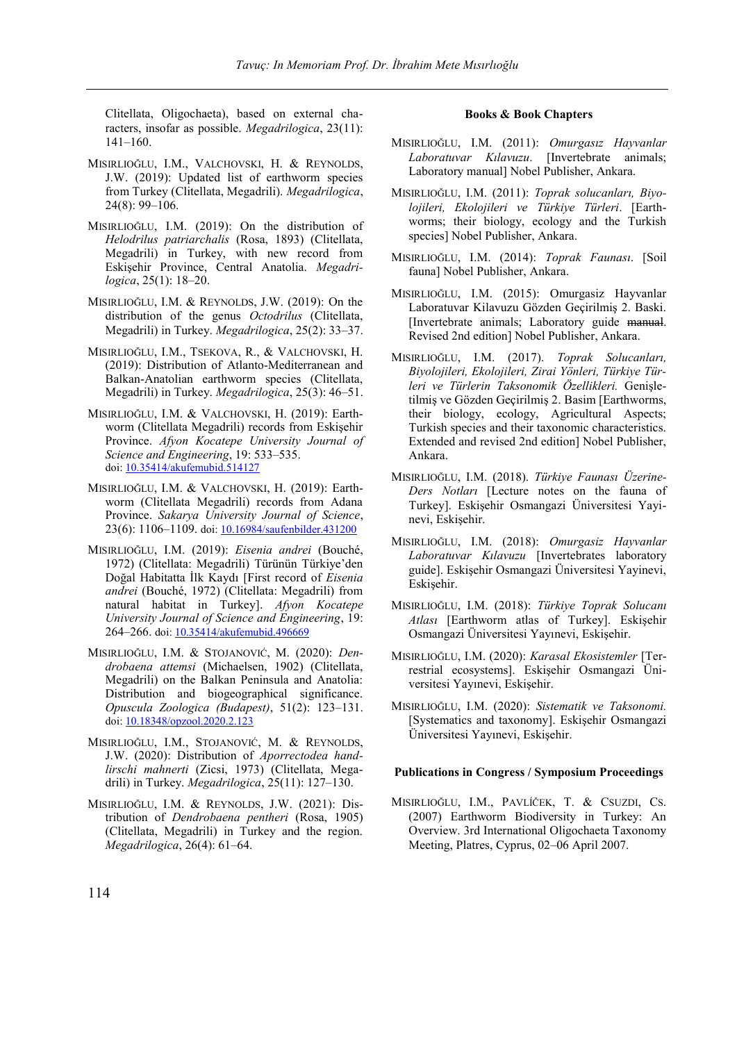Clitellata, Oligochaeta), based on external characters, insofar as possible. *Megadrilogica*, 23(11): 141–160.

MISIRLIOĞLU, I.M., VALCHOVSKI, H. & REYNOLDS, J.W. (2019): Updated list of earthworm species from Turkey (Clitellata, Megadrili). *Megadrilogica*, 24(8): 99–106.

MISIRLIOĞLU, I.M. (2019): On the distribution of *Helodrilus patriarchalis* (Rosa, 1893) (Clitellata, Megadrili) in Turkey, with new record from Eskişehir Province, Central Anatolia. *Megadrilogica*, 25(1): 18–20.

MISIRLIOĞLU, I.M. & REYNOLDS, J.W. (2019): On the distribution of the genus *Octodrilus* (Clitellata, Megadrili) in Turkey. *Megadrilogica*, 25(2): 33–37.

MISIRLIOĞLU, I.M., TSEKOVA, R., & VALCHOVSKI, H. (2019): Distribution of Atlanto-Mediterranean and Balkan-Anatolian earthworm species (Clitellata, Megadrili) in Turkey. *Megadrilogica*, 25(3): 46–51.

MISIRLIOĞLU, I.M. & VALCHOVSKI, H. (2019): Earthworm (Clitellata Megadrili) records from Eskişehir Province. *Afyon Kocatepe University Journal of Science and Engineering*, 19: 533–535. doi: 10.35414/akufemubid.514127

MISIRLIOĞLU, I.M. & VALCHOVSKI, H. (2019): Earthworm (Clitellata Megadrili) records from Adana Province. *Sakarya University Journal of Science*, 23(6): 1106–1109. doi: 10.16984/saufenbilder.431200

MISIRLIOĞLU, I.M. (2019): *Eisenia andrei* (Bouché, 1972) (Clitellata: Megadrili) Türünün Türkiye'den Doğal Habitatta İlk Kaydı [First record of *Eisenia andrei* (Bouché, 1972) (Clitellata: Megadrili) from natural habitat in Turkey]. *Afyon Kocatepe University Journal of Science and Engineering*, 19: 264–266. doi: 10.35414/akufemubid.496669

MISIRLIOĞLU, I.M. & STOJANOVIĆ, M. (2020): *Dendrobaena attemsi* (Michaelsen, 1902) (Clitellata, Megadrili) on the Balkan Peninsula and Anatolia: Distribution and biogeographical significance. *Opuscula Zoologica (Budapest)*, 51(2): 123–131. doi: 10.18348/opzool.2020.2.123

MISIRLIOĞLU, I.M., STOJANOVIĆ, M. & REYNOLDS, J.W. (2020): Distribution of *Aporrectodea handlirschi mahnerti* (Zicsi, 1973) (Clitellata, Megadrili) in Turkey. *Megadrilogica*, 25(11): 127–130.

MISIRLIOĞLU, I.M. & REYNOLDS, J.W. (2021): Distribution of *Dendrobaena pentheri* (Rosa, 1905) (Clitellata, Megadrili) in Turkey and the region. *Megadrilogica*, 26(4): 61–64.

#### Books & Book Chapters

MISIRLIOĞLU, I.M. (2011): *Omurgasız Hayvanlar Laboratuvar Kılavuzu*. [Invertebrate animals; Laboratory manual] Nobel Publisher, Ankara.

MISIRLIOĞLU, I.M. (2011): *Toprak solucanları, Biyolojileri, Ekolojileri ve Türkiye Türleri*. [Earthworms; their biology, ecology and the Turkish species] Nobel Publisher, Ankara.

MISIRLIOĞLU, I.M. (2014): *Toprak Faunası*. [Soil fauna] Nobel Publisher, Ankara.

MISIRLIOĞLU, I.M. (2015): Omurgasiz Hayvanlar Laboratuvar Kilavuzu Gözden Geçirilmiş 2. Baski. [Invertebrate animals; Laboratory guide ~~manual~~. Revised 2nd edition] Nobel Publisher, Ankara.

MISIRLIOĞLU, I.M. (2017). *Toprak Solucanları, Biyolojileri, Ekolojileri, Zirai Yönleri, Türkiye Türleri ve Türlerin Taksonomik Özellikleri.* Genişletilmiş ve Gözden Geçirilmiş 2. Basim [Earthworms, their biology, ecology, Agricultural Aspects; Turkish species and their taxonomic characteristics. Extended and revised 2nd edition] Nobel Publisher, Ankara.

MISIRLIOĞLU, I.M. (2018). *Türkiye Faunası Üzerine-Ders Notları* [Lecture notes on the fauna of Turkey]. Eskişehir Osmangazi Üniversitesi Yayinevi, Eskişehir.

MISIRLIOĞLU, I.M. (2018): *Omurgasiz Hayvanlar Laboratuvar Kılavuzu* [Invertebrates laboratory guide]. Eskişehir Osmangazi Üniversitesi Yayinevi, Eskişehir.

MISIRLIOĞLU, I.M. (2018): *Türkiye Toprak Solucanı Atlası* [Earthworm atlas of Turkey]. Eskişehir Osmangazi Üniversitesi Yayınevi, Eskişehir.

MISIRLIOĞLU, I.M. (2020): *Karasal Ekosistemler* [Terrestrial ecosystems]. Eskişehir Osmangazi Üniversitesi Yayınevi, Eskişehir.

MISIRLIOĞLU, I.M. (2020): *Sistematik ve Taksonomi.* [Systematics and taxonomy]. Eskişehir Osmangazi Üniversitesi Yayınevi, Eskişehir.

#### Publications in Congress / Symposium Proceedings

MISIRLIOĞLU, I.M., PAVLÍČEK, T. & CSUZDI, CS. (2007) Earthworm Biodiversity in Turkey: An Overview. 3rd International Oligochaeta Taxonomy Meeting, Platres, Cyprus, 02–06 April 2007.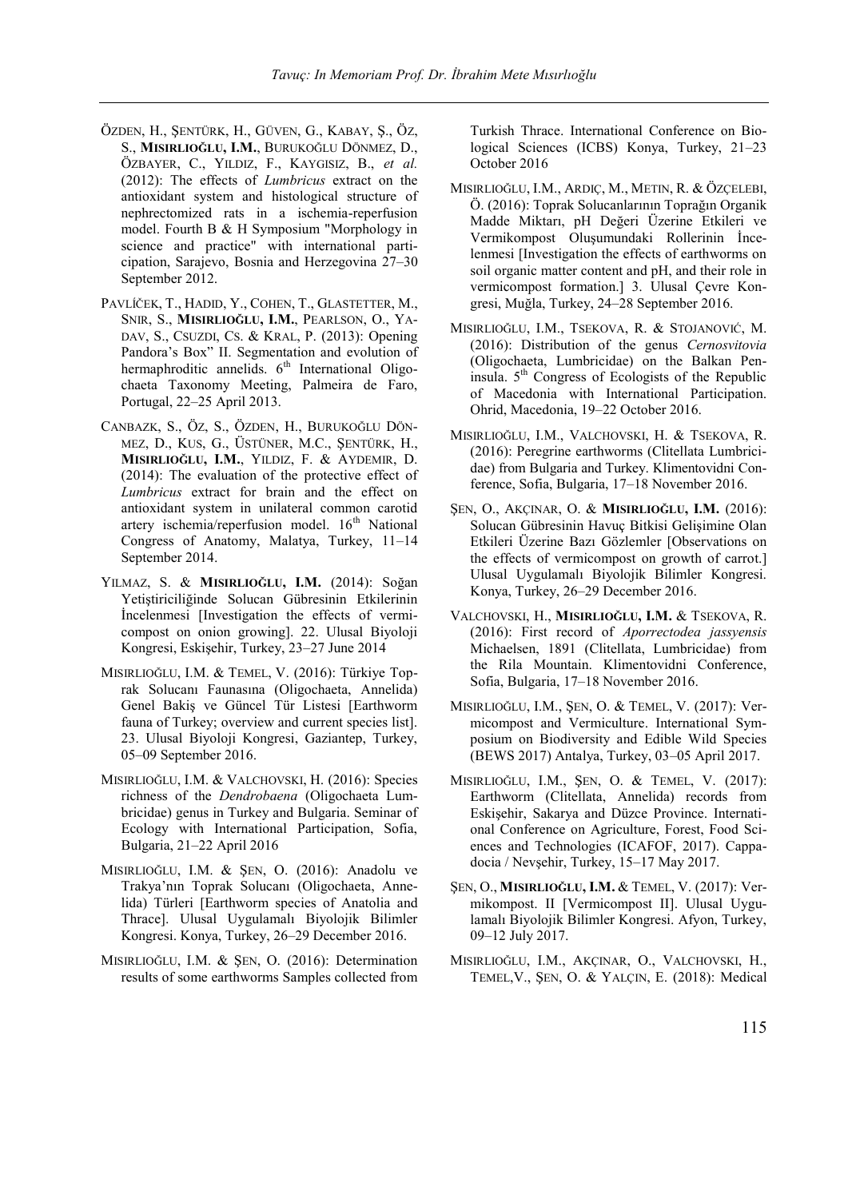ÖZDEN, H., ŞENTÜRK, H., GÜVEN, G., KABAY, Ş., ÖZ, S., **MISIRLIOĞLU, I.M.**, BURUKOĞLU DÖNMEZ, D., ÖZBAYER, C., YILDIZ, F., KAYGISIZ, B., *et al.* (2012): The effects of *Lumbricus* extract on the antioxidant system and histological structure of nephrectomized rats in a ischemia-reperfusion model. Fourth B & H Symposium "Morphology in science and practice" with international participation, Sarajevo, Bosnia and Herzegovina 27–30 September 2012.

PAVLÍČEK, T., HADID, Y., COHEN, T., GLASTETTER, M., SNIR, S., **MISIRLIOĞLU, I.M.**, PEARLSON, O., YADAV, S., CSUZDI, CS. & KRAL, P. (2013): Opening Pandora's Box" II. Segmentation and evolution of hermaphroditic annelids. 6th International Oligochaeta Taxonomy Meeting, Palmeira de Faro, Portugal, 22–25 April 2013.

CANBAZK, S., ÖZ, S., ÖZDEN, H., BURUKOĞLU DÖNMEZ, D., KUS, G., ÜSTÜNER, M.C., ŞENTÜRK, H., **MISIRLIOĞLU, I.M.**, YILDIZ, F. & AYDEMIR, D. (2014): The evaluation of the protective effect of *Lumbricus* extract for brain and the effect on antioxidant system in unilateral common carotid artery ischemia/reperfusion model. 16th National Congress of Anatomy, Malatya, Turkey, 11–14 September 2014.

YILMAZ, S. & **MISIRLIOĞLU, I.M.** (2014): Soğan Yetiştiriciliğinde Solucan Gübresinin Etkilerinin İncelenmesi [Investigation the effects of vermicompost on onion growing]. 22. Ulusal Biyoloji Kongresi, Eskişehir, Turkey, 23–27 June 2014

MISIRLIOĞLU, I.M. & TEMEL, V. (2016): Türkiye Toprak Solucanı Faunasına (Oligochaeta, Annelida) Genel Bakiş ve Güncel Tür Listesi [Earthworm fauna of Turkey; overview and current species list]. 23. Ulusal Biyoloji Kongresi, Gaziantep, Turkey, 05–09 September 2016.

MISIRLIOĞLU, I.M. & VALCHOVSKI, H. (2016): Species richness of the *Dendrobaena* (Oligochaeta Lumbricidae) genus in Turkey and Bulgaria. Seminar of Ecology with International Participation, Sofia, Bulgaria, 21–22 April 2016

MISIRLIOĞLU, I.M. & ŞEN, O. (2016): Anadolu ve Trakya'nın Toprak Solucanı (Oligochaeta, Annelida) Türleri [Earthworm species of Anatolia and Thrace]. Ulusal Uygulamalı Biyolojik Bilimler Kongresi. Konya, Turkey, 26–29 December 2016.

MISIRLIOĞLU, I.M. & ŞEN, O. (2016): Determination results of some earthworms Samples collected from Turkish Thrace. International Conference on Biological Sciences (ICBS) Konya, Turkey, 21–23 October 2016

MISIRLIOĞLU, I.M., ARDIÇ, M., METIN, R. & ÖZÇELEBI, Ö. (2016): Toprak Solucanlarının Toprağın Organik Madde Miktarı, pH Değeri Üzerine Etkileri ve Vermikompost Oluşumundaki Rollerinin İncelenmesi [Investigation the effects of earthworms on soil organic matter content and pH, and their role in vermicompost formation.] 3. Ulusal Çevre Kongresi, Muğla, Turkey, 24–28 September 2016.

MISIRLIOĞLU, I.M., TSEKOVA, R. & STOJANOVIĆ, M. (2016): Distribution of the genus *Cernosvitovia* (Oligochaeta, Lumbricidae) on the Balkan Peninsula. 5th Congress of Ecologists of the Republic of Macedonia with International Participation. Ohrid, Macedonia, 19–22 October 2016.

MISIRLIOĞLU, I.M., VALCHOVSKI, H. & TSEKOVA, R. (2016): Peregrine earthworms (Clitellata Lumbricidae) from Bulgaria and Turkey. Klimentovidni Conference, Sofia, Bulgaria, 17–18 November 2016.

ŞEN, O., AKÇINAR, O. & **MISIRLIOĞLU, I.M.** (2016): Solucan Gübresinin Havuç Bitkisi Gelişimine Olan Etkileri Üzerine Bazı Gözlemler [Observations on the effects of vermicompost on growth of carrot.] Ulusal Uygulamalı Biyolojik Bilimler Kongresi. Konya, Turkey, 26–29 December 2016.

VALCHOVSKI, H., **MISIRLIOĞLU, I.M.** & TSEKOVA, R. (2016): First record of *Aporrectodea jassyensis* Michaelsen, 1891 (Clitellata, Lumbricidae) from the Rila Mountain. Klimentovidni Conference, Sofia, Bulgaria, 17–18 November 2016.

MISIRLIOĞLU, I.M., ŞEN, O. & TEMEL, V. (2017): Vermicompost and Vermiculture. International Symposium on Biodiversity and Edible Wild Species (BEWS 2017) Antalya, Turkey, 03–05 April 2017.

MISIRLIOĞLU, I.M., ŞEN, O. & TEMEL, V. (2017): Earthworm (Clitellata, Annelida) records from Eskişehir, Sakarya and Düzce Province. International Conference on Agriculture, Forest, Food Sciences and Technologies (ICAFOF, 2017). Cappadocia / Nevşehir, Turkey, 15–17 May 2017.

ŞEN, O., **MISIRLIOĞLU, I.M.** & TEMEL, V. (2017): Vermikompost. II [Vermicompost II]. Ulusal Uygulamalı Biyolojik Bilimler Kongresi. Afyon, Turkey, 09–12 July 2017.

MISIRLIOĞLU, I.M., AKÇINAR, O., VALCHOVSKI, H., TEMEL,V., ŞEN, O. & YALÇIN, E. (2018): Medical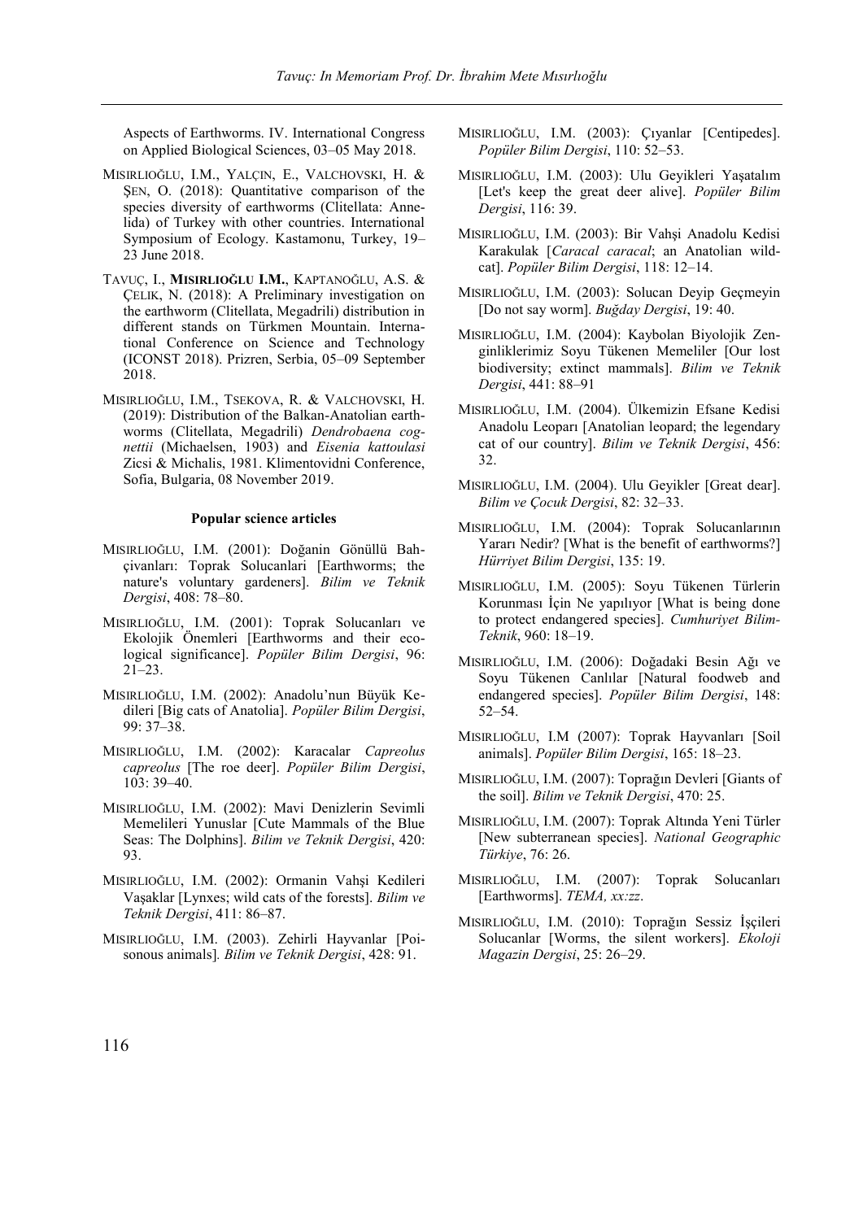Aspects of Earthworms. IV. International Congress on Applied Biological Sciences, 03–05 May 2018.

MISIRLIOĞLU, I.M., YALÇIN, E., VALCHOVSKI, H. & ŞEN, O. (2018): Quantitative comparison of the species diversity of earthworms (Clitellata: Annelida) of Turkey with other countries. International Symposium of Ecology. Kastamonu, Turkey, 19–23 June 2018.

TAVUÇ, I., **MISIRLIOĞLU I.M.**, KAPTANOĞLU, A.S. & ÇELIK, N. (2018): A Preliminary investigation on the earthworm (Clitellata, Megadrili) distribution in different stands on Türkmen Mountain. International Conference on Science and Technology (ICONST 2018). Prizren, Serbia, 05–09 September 2018.

MISIRLIOĞLU, I.M., TSEKOVA, R. & VALCHOVSKI, H. (2019): Distribution of the Balkan-Anatolian earthworms (Clitellata, Megadrili) *Dendrobaena cognettii* (Michaelsen, 1903) and *Eisenia kattoulasi* Zicsi & Michalis, 1981. Klimentovidni Conference, Sofia, Bulgaria, 08 November 2019.

#### Popular science articles

MISIRLIOĞLU, I.M. (2001): Doğanin Gönüllü Bahçivanları: Toprak Solucanlari [Earthworms; the nature's voluntary gardeners]. *Bilim ve Teknik Dergisi*, 408: 78–80.

MISIRLIOĞLU, I.M. (2001): Toprak Solucanları ve Ekolojik Önemleri [Earthworms and their ecological significance]. *Popüler Bilim Dergisi*, 96: 21–23.

MISIRLIOĞLU, I.M. (2002): Anadolu'nun Büyük Kedileri [Big cats of Anatolia]. *Popüler Bilim Dergisi*, 99: 37–38.

MISIRLIOĞLU, I.M. (2002): Karacalar *Capreolus capreolus* [The roe deer]. *Popüler Bilim Dergisi*, 103: 39–40.

MISIRLIOĞLU, I.M. (2002): Mavi Denizlerin Sevimli Memelileri Yunuslar [Cute Mammals of the Blue Seas: The Dolphins]. *Bilim ve Teknik Dergisi*, 420: 93.

MISIRLIOĞLU, I.M. (2002): Ormanin Vahşi Kedileri Vaşaklar [Lynxes; wild cats of the forests]. *Bilim ve Teknik Dergisi*, 411: 86–87.

MISIRLIOĞLU, I.M. (2003). Zehirli Hayvanlar [Poisonous animals]*. Bilim ve Teknik Dergisi*, 428: 91.

MISIRLIOĞLU, I.M. (2003): Çıyanlar [Centipedes]. *Popüler Bilim Dergisi*, 110: 52–53.

MISIRLIOĞLU, I.M. (2003): Ulu Geyikleri Yaşatalım [Let's keep the great deer alive]. *Popüler Bilim Dergisi*, 116: 39.

MISIRLIOĞLU, I.M. (2003): Bir Vahşi Anadolu Kedisi Karakulak [*Caracal caracal*; an Anatolian wildcat]. *Popüler Bilim Dergisi*, 118: 12–14.

MISIRLIOĞLU, I.M. (2003): Solucan Deyip Geçmeyin [Do not say worm]. *Buğday Dergisi*, 19: 40.

MISIRLIOĞLU, I.M. (2004): Kaybolan Biyolojik Zenginliklerimiz Soyu Tükenen Memeliler [Our lost biodiversity; extinct mammals]. *Bilim ve Teknik Dergisi*, 441: 88–91

MISIRLIOĞLU, I.M. (2004). Ülkemizin Efsane Kedisi Anadolu Leoparı [Anatolian leopard; the legendary cat of our country]. *Bilim ve Teknik Dergisi*, 456: 32.

MISIRLIOĞLU, I.M. (2004). Ulu Geyikler [Great dear]. *Bilim ve Çocuk Dergisi*, 82: 32–33.

MISIRLIOĞLU, I.M. (2004): Toprak Solucanlarının Yararı Nedir? [What is the benefit of earthworms?] *Hürriyet Bilim Dergisi*, 135: 19.

MISIRLIOĞLU, I.M. (2005): Soyu Tükenen Türlerin Korunması İçin Ne yapılıyor [What is being done to protect endangered species]. *Cumhuriyet Bilim-Teknik*, 960: 18–19.

MISIRLIOĞLU, I.M. (2006): Doğadaki Besin Ağı ve Soyu Tükenen Canlılar [Natural foodweb and endangered species]. *Popüler Bilim Dergisi*, 148: 52–54.

MISIRLIOĞLU, I.M (2007): Toprak Hayvanları [Soil animals]. *Popüler Bilim Dergisi*, 165: 18–23.

MISIRLIOĞLU, I.M. (2007): Toprağın Devleri [Giants of the soil]. *Bilim ve Teknik Dergisi*, 470: 25.

MISIRLIOĞLU, I.M. (2007): Toprak Altında Yeni Türler [New subterranean species]. *National Geographic Türkiye*, 76: 26.

MISIRLIOĞLU, I.M. (2007): Toprak Solucanları [Earthworms]. *TEMA, xx:zz*.

MISIRLIOĞLU, I.M. (2010): Toprağın Sessiz İşçileri Solucanlar [Worms, the silent workers]. *Ekoloji Magazin Dergisi*, 25: 26–29.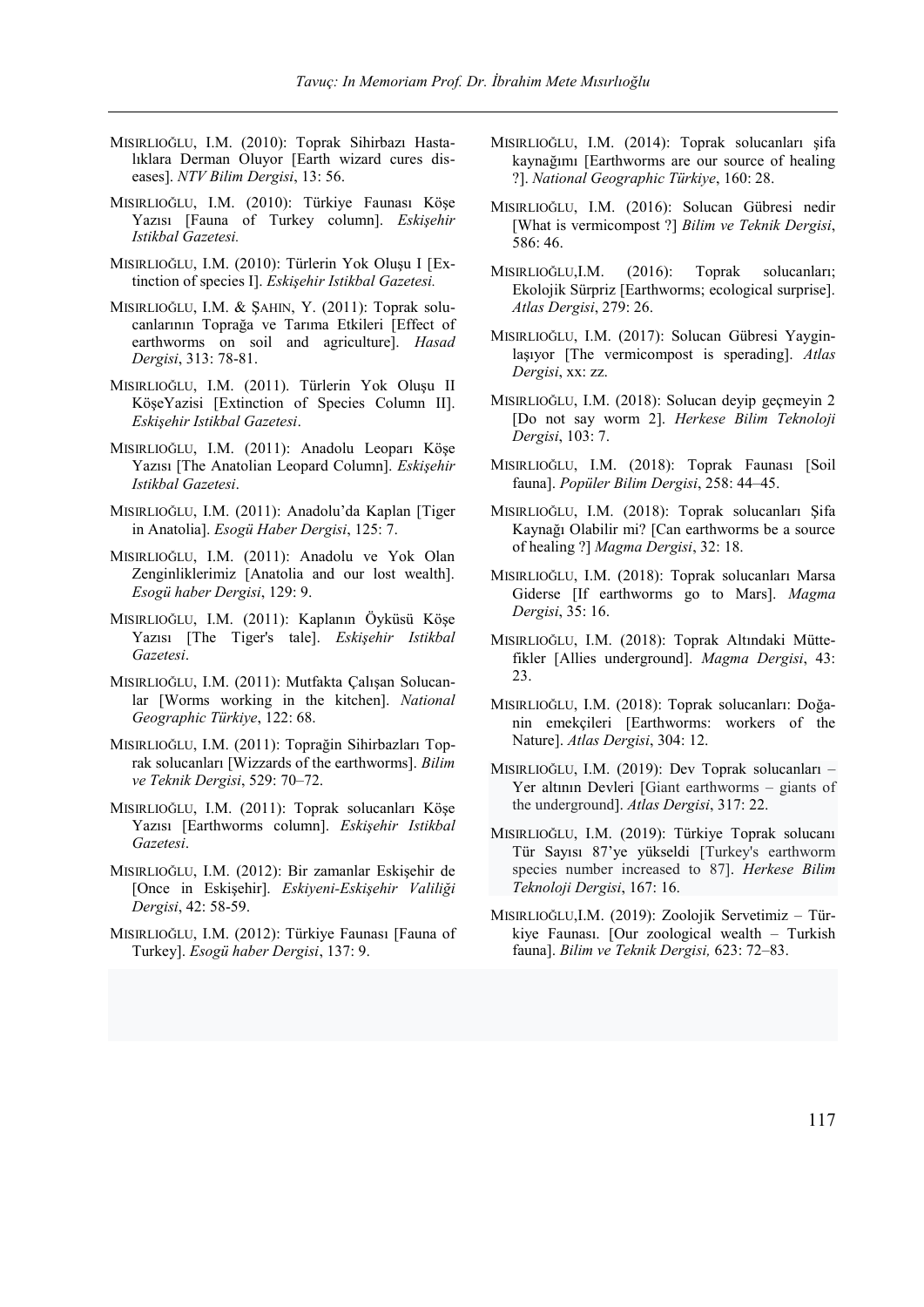MISIRLIOĞLU, I.M. (2010): Toprak Sihirbazı Hastalıklara Derman Oluyor [Earth wizard cures diseases]. *NTV Bilim Dergisi*, 13: 56.

MISIRLIOĞLU, I.M. (2010): Türkiye Faunası Köşe Yazısı [Fauna of Turkey column]. *Eskişehir Istikbal Gazetesi.*

MISIRLIOĞLU, I.M. (2010): Türlerin Yok Oluşu I [Extinction of species I]. *Eskişehir Istikbal Gazetesi.*

MISIRLIOĞLU, I.M. & ŞAHIN, Y. (2011): Toprak solucanlarının Toprağa ve Tarıma Etkileri [Effect of earthworms on soil and agriculture]. *Hasad Dergisi*, 313: 78-81.

MISIRLIOĞLU, I.M. (2011). Türlerin Yok Oluşu II KöşeYazisi [Extinction of Species Column II]. *Eskişehir Istikbal Gazetesi*.

MISIRLIOĞLU, I.M. (2011): Anadolu Leoparı Köşe Yazısı [The Anatolian Leopard Column]. *Eskişehir Istikbal Gazetesi*.

MISIRLIOĞLU, I.M. (2011): Anadolu'da Kaplan [Tiger in Anatolia]. *Esogü Haber Dergisi*, 125: 7.

MISIRLIOĞLU, I.M. (2011): Anadolu ve Yok Olan Zenginliklerimiz [Anatolia and our lost wealth]. *Esogü haber Dergisi*, 129: 9.

MISIRLIOĞLU, I.M. (2011): Kaplanın Öyküsü Köşe Yazısı [The Tiger's tale]. *Eskişehir Istikbal Gazetesi*.

MISIRLIOĞLU, I.M. (2011): Mutfakta Çalışan Solucanlar [Worms working in the kitchen]. *National Geographic Türkiye*, 122: 68.

MISIRLIOĞLU, I.M. (2011): Toprağin Sihirbazları Toprak solucanları [Wizzards of the earthworms]. *Bilim ve Teknik Dergisi*, 529: 70–72.

MISIRLIOĞLU, I.M. (2011): Toprak solucanları Köşe Yazısı [Earthworms column]. *Eskişehir Istikbal Gazetesi*.

MISIRLIOĞLU, I.M. (2012): Bir zamanlar Eskişehir de [Once in Eskişehir]. *Eskiyeni-Eskişehir Valiliği Dergisi*, 42: 58-59.

MISIRLIOĞLU, I.M. (2012): Türkiye Faunası [Fauna of Turkey]. *Esogü haber Dergisi*, 137: 9.

MISIRLIOĞLU, I.M. (2014): Toprak solucanları şifa kaynağımı [Earthworms are our source of healing ?]. *National Geographic Türkiye*, 160: 28.

MISIRLIOĞLU, I.M. (2016): Solucan Gübresi nedir [What is vermicompost ?] *Bilim ve Teknik Dergisi*, 586: 46.

MISIRLIOĞLU,I.M. (2016): Toprak solucanları; Ekolojik Sürpriz [Earthworms; ecological surprise]. *Atlas Dergisi*, 279: 26.

MISIRLIOĞLU, I.M. (2017): Solucan Gübresi Yaygınlaşıyor [The vermicompost is sperading]. *Atlas Dergisi*, xx: zz.

MISIRLIOĞLU, I.M. (2018): Solucan deyip geçmeyin 2 [Do not say worm 2]. *Herkese Bilim Teknoloji Dergisi*, 103: 7.

MISIRLIOĞLU, I.M. (2018): Toprak Faunası [Soil fauna]. *Popüler Bilim Dergisi*, 258: 44–45.

MISIRLIOĞLU, I.M. (2018): Toprak solucanları Şifa Kaynağı Olabilir mi? [Can earthworms be a source of healing ?] *Magma Dergisi*, 32: 18.

MISIRLIOĞLU, I.M. (2018): Toprak solucanları Marsa Giderse [If earthworms go to Mars]. *Magma Dergisi*, 35: 16.

MISIRLIOĞLU, I.M. (2018): Toprak Altındaki Müttefikler [Allies underground]. *Magma Dergisi*, 43: 23.

MISIRLIOĞLU, I.M. (2018): Toprak solucanları: Doğanin emekçileri [Earthworms: workers of the Nature]. *Atlas Dergisi*, 304: 12.

MISIRLIOĞLU, I.M. (2019): Dev Toprak solucanları – Yer altının Devleri [Giant earthworms – giants of the underground]. *Atlas Dergisi*, 317: 22.

MISIRLIOĞLU, I.M. (2019): Türkiye Toprak solucanı Tür Sayısı 87'ye yükseldi [Turkey's earthworm species number increased to 87]. *Herkese Bilim Teknoloji Dergisi*, 167: 16.

MISIRLIOĞLU,I.M. (2019): Zoolojik Servetimiz – Türkiye Faunası. [Our zoological wealth – Turkish fauna]. *Bilim ve Teknik Dergisi,* 623: 72–83.